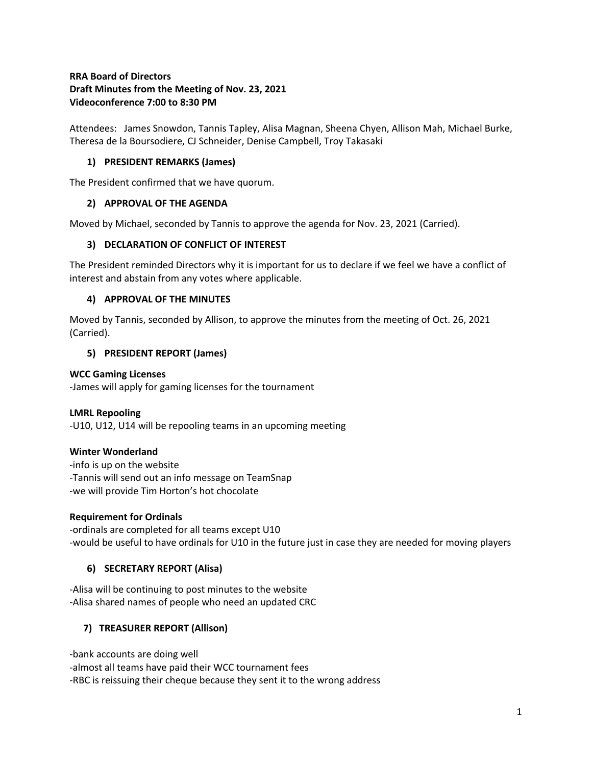**RRA Board of Directors**
**Draft Minutes from the Meeting of Nov. 23, 2021**
**Videoconference 7:00 to 8:30 PM**

Attendees: James Snowdon, Tannis Tapley, Alisa Magnan, Sheena Chyen, Allison Mah, Michael Burke, Theresa de la Boursodiere, CJ Schneider, Denise Campbell, Troy Takasaki

## 1) PRESIDENT REMARKS (James)

The President confirmed that we have quorum.

## 2) APPROVAL OF THE AGENDA

Moved by Michael, seconded by Tannis to approve the agenda for Nov. 23, 2021 (Carried).

## 3) DECLARATION OF CONFLICT OF INTEREST

The President reminded Directors why it is important for us to declare if we feel we have a conflict of interest and abstain from any votes where applicable.

## 4) APPROVAL OF THE MINUTES

Moved by Tannis, seconded by Allison, to approve the minutes from the meeting of Oct. 26, 2021 (Carried).

## 5) PRESIDENT REPORT (James)

**WCC Gaming Licenses**
-James will apply for gaming licenses for the tournament

**LMRL Repooling**
-U10, U12, U14 will be repooling teams in an upcoming meeting

**Winter Wonderland**
-info is up on the website
-Tannis will send out an info message on TeamSnap
-we will provide Tim Horton's hot chocolate

**Requirement for Ordinals**
-ordinals are completed for all teams except U10
-would be useful to have ordinals for U10 in the future just in case they are needed for moving players

## 6) SECRETARY REPORT (Alisa)

-Alisa will be continuing to post minutes to the website
-Alisa shared names of people who need an updated CRC

## 7) TREASURER REPORT (Allison)

-bank accounts are doing well
-almost all teams have paid their WCC tournament fees
-RBC is reissuing their cheque because they sent it to the wrong address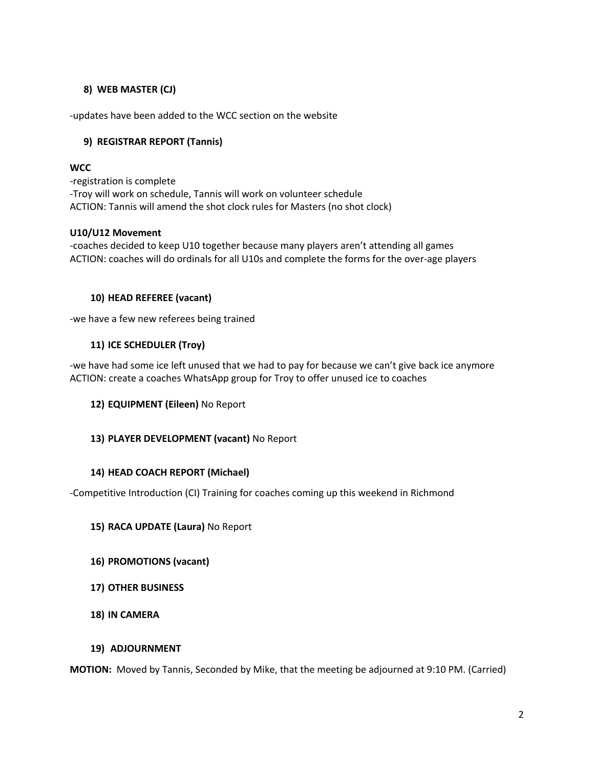### 8) WEB MASTER (CJ)

-updates have been added to the WCC section on the website

### 9) REGISTRAR REPORT (Tannis)

**WCC**

-registration is complete
-Troy will work on schedule, Tannis will work on volunteer schedule
ACTION: Tannis will amend the shot clock rules for Masters (no shot clock)

**U10/U12 Movement**

-coaches decided to keep U10 together because many players aren't attending all games
ACTION: coaches will do ordinals for all U10s and complete the forms for the over-age players

### 10) HEAD REFEREE (vacant)

-we have a few new referees being trained

### 11) ICE SCHEDULER (Troy)

-we have had some ice left unused that we had to pay for because we can't give back ice anymore
ACTION: create a coaches WhatsApp group for Troy to offer unused ice to coaches

### 12) EQUIPMENT (Eileen) No Report

### 13) PLAYER DEVELOPMENT (vacant) No Report

### 14) HEAD COACH REPORT (Michael)

-Competitive Introduction (CI) Training for coaches coming up this weekend in Richmond

### 15) RACA UPDATE (Laura) No Report

### 16) PROMOTIONS (vacant)

### 17) OTHER BUSINESS

### 18) IN CAMERA

### 19) ADJOURNMENT

**MOTION:** Moved by Tannis, Seconded by Mike, that the meeting be adjourned at 9:10 PM. (Carried)